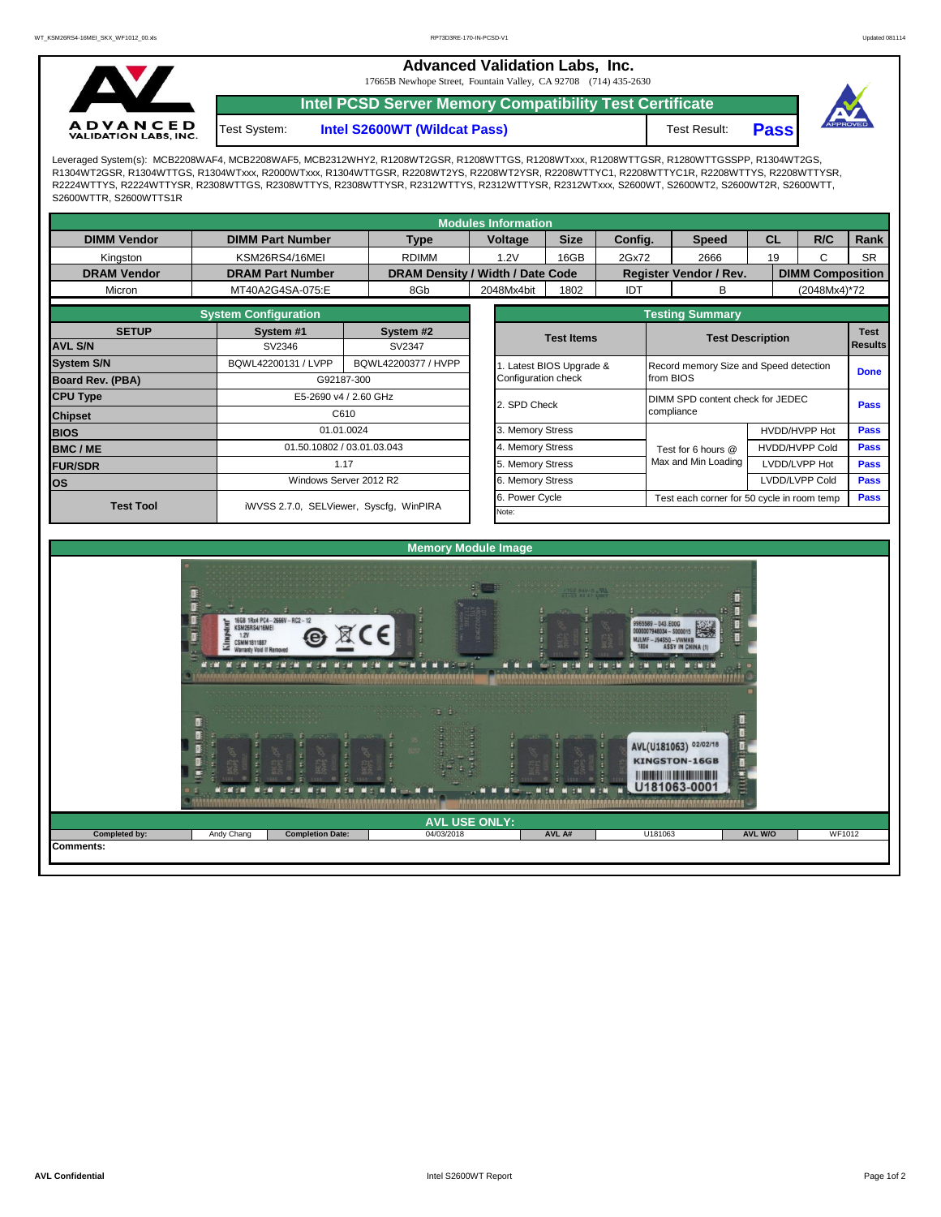# Advanced Validation Labs, Inc.

17665B Newhope Street, Fountain Valley, CA 92708 (714) 435-2630

## Intel PCSD Server Memory Compatibility Test Certificate

Test System: **Intel S2600WT (Wildcat Pass)** Test Result: **Pass**

Leveraged System(s): MCB2208WAF4, MCB2208WAF5, MCB2312WHY2, R1208WT2GSR, R1208WTTGS, R1208WTxxx, R1208WTTGSR, R1280WTTGSSPP, R1304WT2GS, R1304WT2GSR, R1304WTTGS, R1304WTxxx, R2000WTxxx, R1304WTTGSR, R2208WT2YS, R2208WT2YSR, R2208WTTYC1, R2208WTTYC1R, R2208WTTYS, R2208WTTYSR, R2224WTTYS, R2224WTTYSR, R2308WTTGS, R2308WTTYS, R2308WTTYSR, R2312WTTYS, R2312WTTYSR, R2312WTxxx, S2600WT, S2600WT2, S2600WT2R, S2600WTT, S2600WTTR, S2600WTTS1R

### Modules Information

| DIMM Vendor | DIMM Part Number | Type | Voltage | Size | Config. | Speed | CL | R/C | Rank |
|---|---|---|---|---|---|---|---|---|---|
| Kingston | KSM26RS4/16MEI | RDIMM | 1.2V | 16GB | 2Gx72 | 2666 | 19 | C | SR |
| **DRAM Vendor** | **DRAM Part Number** | **DRAM Density / Width / Date Code** | | | **Register Vendor / Rev.** | | **DIMM Composition** | | |
| Micron | MT40A2G4SA-075:E | 8Gb | 2048Mx4bit | 1802 | IDT | B | (2048Mx4)*72 | | |

### System Configuration

| SETUP | System #1 | System #2 |
|---|---|---|
| AVL S/N | SV2346 | SV2347 |
| System S/N | BQWL42200131 / LVPP | BQWL42200377 / HVPP |
| Board Rev. (PBA) | G92187-300 | |
| CPU Type | E5-2690 v4 / 2.60 GHz | |
| Chipset | C610 | |
| BIOS | 01.01.0024 | |
| BMC / ME | 01.50.10802 / 03.01.03.043 | |
| FUR/SDR | 1.17 | |
| OS | Windows Server 2012 R2 | |
| Test Tool | iWVSS 2.7.0, SELViewer, Syscfg, WinPIRA | |

### Testing Summary

| Test Items | Test Description | | Test Results |
|---|---|---|---|
| 1. Latest BIOS Upgrade & Configuration check | Record memory Size and Speed detection from BIOS | | Done |
| 2. SPD Check | DIMM SPD content check for JEDEC compliance | | Pass |
| 3. Memory Stress | Test for 6 hours @ Max and Min Loading | HVDD/HVPP Hot | Pass |
| 4. Memory Stress | | HVDD/HVPP Cold | Pass |
| 5. Memory Stress | | LVDD/LVPP Hot | Pass |
| 6. Memory Stress | | LVDD/LVPP Cold | Pass |
| 6. Power Cycle | Test each corner for 50 cycle in room temp | | Pass |
| Note: | | | |

### Memory Module Image

### AVL USE ONLY:

| Completed by: | Andy Chang | Completion Date: | 04/03/2018 | AVL A# | U181063 | AVL W/O | WF1012 |
|---|---|---|---|---|---|---|---|

**Comments:**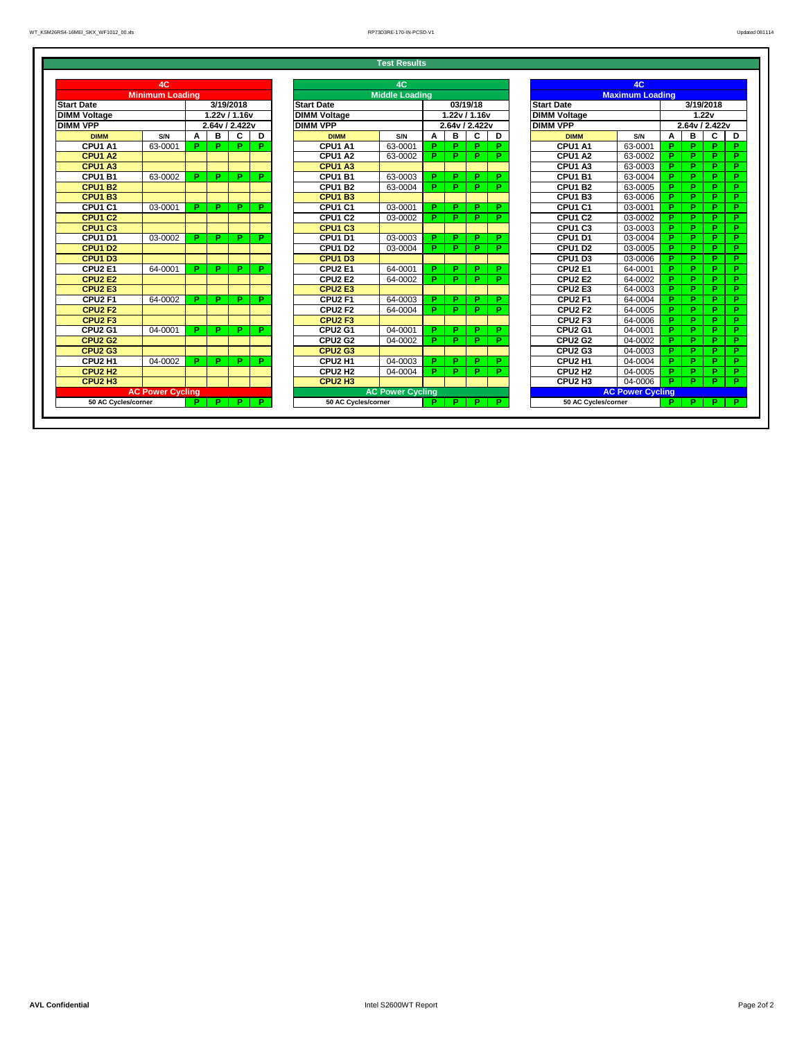## Test Results

| 4C Minimum Loading | | | | | |
|---|---|---|---|---|---|
| **Start Date** | | 3/19/2018 | | | |
| **DIMM Voltage** | | 1.22v / 1.16v | | | |
| **DIMM VPP** | | 2.64v / 2.422v | | | |
| **DIMM** | **S/N** | **A** | **B** | **C** | **D** |
| CPU1 A1 | 63-0001 | P | P | P | P |
| CPU1 A2 | | | | | |
| CPU1 A3 | | | | | |
| CPU1 B1 | 63-0002 | P | P | P | P |
| CPU1 B2 | | | | | |
| CPU1 B3 | | | | | |
| CPU1 C1 | 03-0001 | P | P | P | P |
| CPU1 C2 | | | | | |
| CPU1 C3 | | | | | |
| CPU1 D1 | 03-0002 | P | P | P | P |
| CPU1 D2 | | | | | |
| CPU1 D3 | | | | | |
| CPU2 E1 | 64-0001 | P | P | P | P |
| CPU2 E2 | | | | | |
| CPU2 E3 | | | | | |
| CPU2 F1 | 64-0002 | P | P | P | P |
| CPU2 F2 | | | | | |
| CPU2 F3 | | | | | |
| CPU2 G1 | 04-0001 | P | P | P | P |
| CPU2 G2 | | | | | |
| CPU2 G3 | | | | | |
| CPU2 H1 | 04-0002 | P | P | P | P |
| CPU2 H2 | | | | | |
| CPU2 H3 | | | | | |
| **AC Power Cycling** | | | | | |
| 50 AC Cycles/corner | | P | P | P | P |

| 4C Middle Loading | | | | | |
|---|---|---|---|---|---|
| **Start Date** | | 03/19/18 | | | |
| **DIMM Voltage** | | 1.22v / 1.16v | | | |
| **DIMM VPP** | | 2.64v / 2.422v | | | |
| **DIMM** | **S/N** | **A** | **B** | **C** | **D** |
| CPU1 A1 | 63-0001 | P | P | P | P |
| CPU1 A2 | 63-0002 | P | P | P | P |
| CPU1 A3 | | | | | |
| CPU1 B1 | 63-0003 | P | P | P | P |
| CPU1 B2 | 63-0004 | P | P | P | P |
| CPU1 B3 | | | | | |
| CPU1 C1 | 03-0001 | P | P | P | P |
| CPU1 C2 | 03-0002 | P | P | P | P |
| CPU1 C3 | | | | | |
| CPU1 D1 | 03-0003 | P | P | P | P |
| CPU1 D2 | 03-0004 | P | P | P | P |
| CPU1 D3 | | | | | |
| CPU2 E1 | 64-0001 | P | P | P | P |
| CPU2 E2 | 64-0002 | P | P | P | P |
| CPU2 E3 | | | | | |
| CPU2 F1 | 64-0003 | P | P | P | P |
| CPU2 F2 | 64-0004 | P | P | P | P |
| CPU2 F3 | | | | | |
| CPU2 G1 | 04-0001 | P | P | P | P |
| CPU2 G2 | 04-0002 | P | P | P | P |
| CPU2 G3 | | | | | |
| CPU2 H1 | 04-0003 | P | P | P | P |
| CPU2 H2 | 04-0004 | P | P | P | P |
| CPU2 H3 | | | | | |
| **AC Power Cycling** | | | | | |
| 50 AC Cycles/corner | | P | P | P | P |

| 4C Maximum Loading | | | | | |
|---|---|---|---|---|---|
| **Start Date** | | 3/19/2018 | | | |
| **DIMM Voltage** | | 1.22v | | | |
| **DIMM VPP** | | 2.64v / 2.422v | | | |
| **DIMM** | **S/N** | **A** | **B** | **C** | **D** |
| CPU1 A1 | 63-0001 | P | P | P | P |
| CPU1 A2 | 63-0002 | P | P | P | P |
| CPU1 A3 | 63-0003 | P | P | P | P |
| CPU1 B1 | 63-0004 | P | P | P | P |
| CPU1 B2 | 63-0005 | P | P | P | P |
| CPU1 B3 | 63-0006 | P | P | P | P |
| CPU1 C1 | 03-0001 | P | P | P | P |
| CPU1 C2 | 03-0002 | P | P | P | P |
| CPU1 C3 | 03-0003 | P | P | P | P |
| CPU1 D1 | 03-0004 | P | P | P | P |
| CPU1 D2 | 03-0005 | P | P | P | P |
| CPU1 D3 | 03-0006 | P | P | P | P |
| CPU2 E1 | 64-0001 | P | P | P | P |
| CPU2 E2 | 64-0002 | P | P | P | P |
| CPU2 E3 | 64-0003 | P | P | P | P |
| CPU2 F1 | 64-0004 | P | P | P | P |
| CPU2 F2 | 64-0005 | P | P | P | P |
| CPU2 F3 | 64-0006 | P | P | P | P |
| CPU2 G1 | 04-0001 | P | P | P | P |
| CPU2 G2 | 04-0002 | P | P | P | P |
| CPU2 G3 | 04-0003 | P | P | P | P |
| CPU2 H1 | 04-0004 | P | P | P | P |
| CPU2 H2 | 04-0005 | P | P | P | P |
| CPU2 H3 | 04-0006 | P | P | P | P |
| **AC Power Cycling** | | | | | |
| 50 AC Cycles/corner | | P | P | P | P |